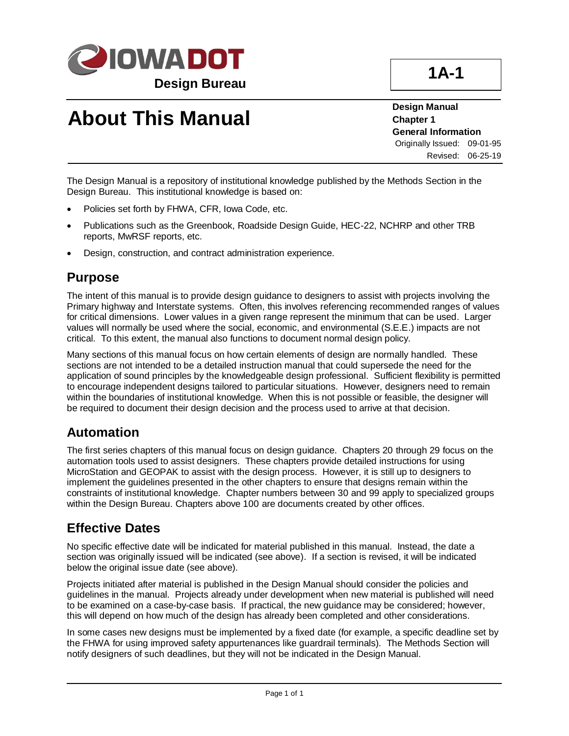**IOWA DOT**

**Design Bureau**

**1A-1**

# About This Manual

**Design Manual**
**Chapter 1**
**General Information**
Originally Issued: 09-01-95
Revised: 06-25-19

The Design Manual is a repository of institutional knowledge published by the Methods Section in the Design Bureau. This institutional knowledge is based on:

- Policies set forth by FHWA, CFR, Iowa Code, etc.
- Publications such as the Greenbook, Roadside Design Guide, HEC-22, NCHRP and other TRB reports, MwRSF reports, etc.
- Design, construction, and contract administration experience.

## Purpose

The intent of this manual is to provide design guidance to designers to assist with projects involving the Primary highway and Interstate systems. Often, this involves referencing recommended ranges of values for critical dimensions. Lower values in a given range represent the minimum that can be used. Larger values will normally be used where the social, economic, and environmental (S.E.E.) impacts are not critical. To this extent, the manual also functions to document normal design policy.

Many sections of this manual focus on how certain elements of design are normally handled. These sections are not intended to be a detailed instruction manual that could supersede the need for the application of sound principles by the knowledgeable design professional. Sufficient flexibility is permitted to encourage independent designs tailored to particular situations. However, designers need to remain within the boundaries of institutional knowledge. When this is not possible or feasible, the designer will be required to document their design decision and the process used to arrive at that decision.

## Automation

The first series chapters of this manual focus on design guidance. Chapters 20 through 29 focus on the automation tools used to assist designers. These chapters provide detailed instructions for using MicroStation and GEOPAK to assist with the design process. However, it is still up to designers to implement the guidelines presented in the other chapters to ensure that designs remain within the constraints of institutional knowledge. Chapter numbers between 30 and 99 apply to specialized groups within the Design Bureau. Chapters above 100 are documents created by other offices.

## Effective Dates

No specific effective date will be indicated for material published in this manual. Instead, the date a section was originally issued will be indicated (see above). If a section is revised, it will be indicated below the original issue date (see above).

Projects initiated after material is published in the Design Manual should consider the policies and guidelines in the manual. Projects already under development when new material is published will need to be examined on a case-by-case basis. If practical, the new guidance may be considered; however, this will depend on how much of the design has already been completed and other considerations.

In some cases new designs must be implemented by a fixed date (for example, a specific deadline set by the FHWA for using improved safety appurtenances like guardrail terminals). The Methods Section will notify designers of such deadlines, but they will not be indicated in the Design Manual.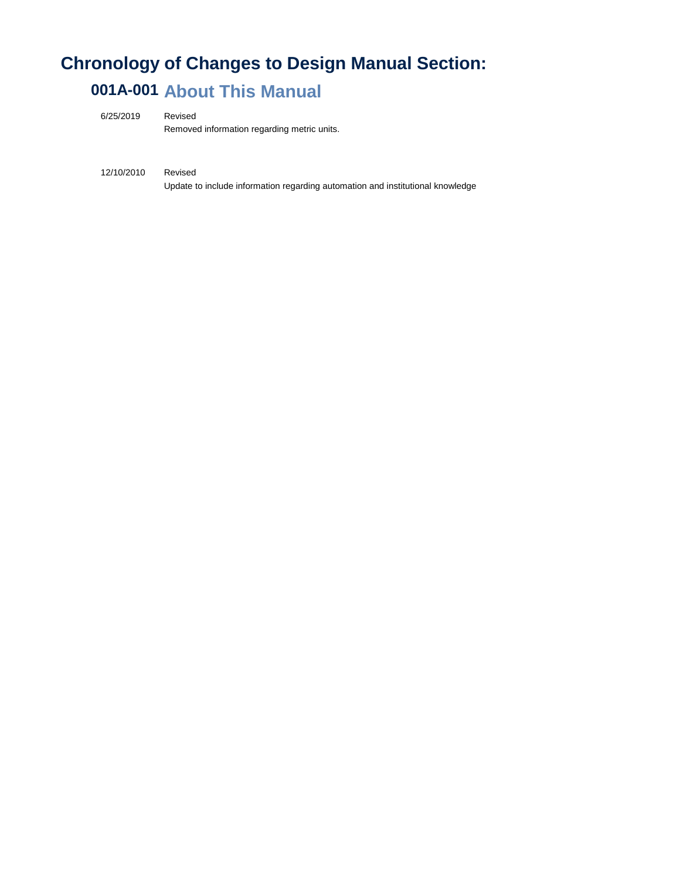# Chronology of Changes to Design Manual Section:

## 001A-001 About This Manual

6/25/2019 Revised
Removed information regarding metric units.

12/10/2010 Revised
Update to include information regarding automation and institutional knowledge